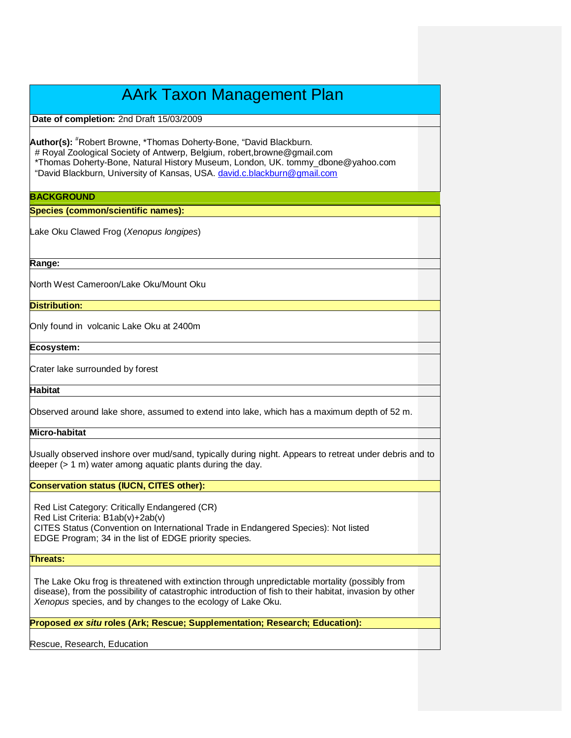# AArk Taxon Management Plan

**Date of completion:** 2nd Draft 15/03/2009

**Author(s):** [#]Robert Browne, *Thomas Doherty-Bone, "David Blackburn.
# Royal Zoological Society of Antwerp, Belgium, robert,browne@gmail.com
*Thomas Doherty-Bone, Natural History Museum, London, UK. tommy_dbone@yahoo.com
"David Blackburn, University of Kansas, USA. david.c.blackburn@gmail.com

## BACKGROUND

**Species (common/scientific names):**

Lake Oku Clawed Frog (*Xenopus longipes*)

**Range:**

North West Cameroon/Lake Oku/Mount Oku

**Distribution:**

Only found in volcanic Lake Oku at 2400m

**Ecosystem:**

Crater lake surrounded by forest

**Habitat**

Observed around lake shore, assumed to extend into lake, which has a maximum depth of 52 m.

**Micro-habitat**

Usually observed inshore over mud/sand, typically during night. Appears to retreat under debris and to deeper (> 1 m) water among aquatic plants during the day.

**Conservation status (IUCN, CITES other):**

Red List Category: Critically Endangered (CR)
Red List Criteria: B1ab(v)+2ab(v)
CITES Status (Convention on International Trade in Endangered Species): Not listed
EDGE Program; 34 in the list of EDGE priority species.

**Threats:**

The Lake Oku frog is threatened with extinction through unpredictable mortality (possibly from disease), from the possibility of catastrophic introduction of fish to their habitat, invasion by other *Xenopus* species, and by changes to the ecology of Lake Oku.

**Proposed *ex situ* roles (Ark; Rescue; Supplementation; Research; Education):**

Rescue, Research, Education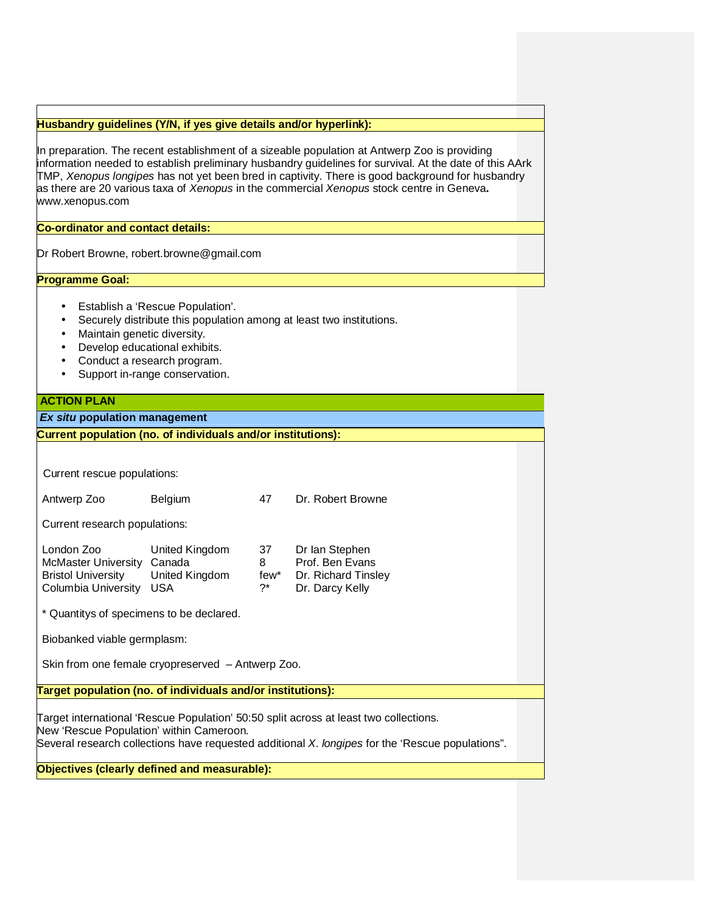**Husbandry guidelines (Y/N, if yes give details and/or hyperlink):**

In preparation. The recent establishment of a sizeable population at Antwerp Zoo is providing information needed to establish preliminary husbandry guidelines for survival. At the date of this AArk TMP, *Xenopus longipes* has not yet been bred in captivity. There is good background for husbandry as there are 20 various taxa of *Xenopus* in the commercial *Xenopus* stock centre in Geneva**.** www.xenopus.com

**Co-ordinator and contact details:**

Dr Robert Browne, robert.browne@gmail.com

**Programme Goal:**

- Establish a 'Rescue Population'.
- Securely distribute this population among at least two institutions.
- Maintain genetic diversity.
- Develop educational exhibits.
- Conduct a research program.
- Support in-range conservation.

## ACTION PLAN

### *Ex situ* population management

**Current population (no. of individuals and/or institutions):**

Current rescue populations:

| | | | |
|---|---|---|---|
| Antwerp Zoo | Belgium | 47 | Dr. Robert Browne |

Current research populations:

| | | | |
|---|---|---|---|
| London Zoo | United Kingdom | 37 | Dr Ian Stephen |
| McMaster University | Canada | 8 | Prof. Ben Evans |
| Bristol University | United Kingdom | few* | Dr. Richard Tinsley |
| Columbia University | USA | ?* | Dr. Darcy Kelly |

* Quantitys of specimens to be declared.

Biobanked viable germplasm:

Skin from one female cryopreserved – Antwerp Zoo.

**Target population (no. of individuals and/or institutions):**

Target international 'Rescue Population' 50:50 split across at least two collections.
New 'Rescue Population' within Cameroon.
Several research collections have requested additional *X. longipes* for the 'Rescue populations".

**Objectives (clearly defined and measurable):**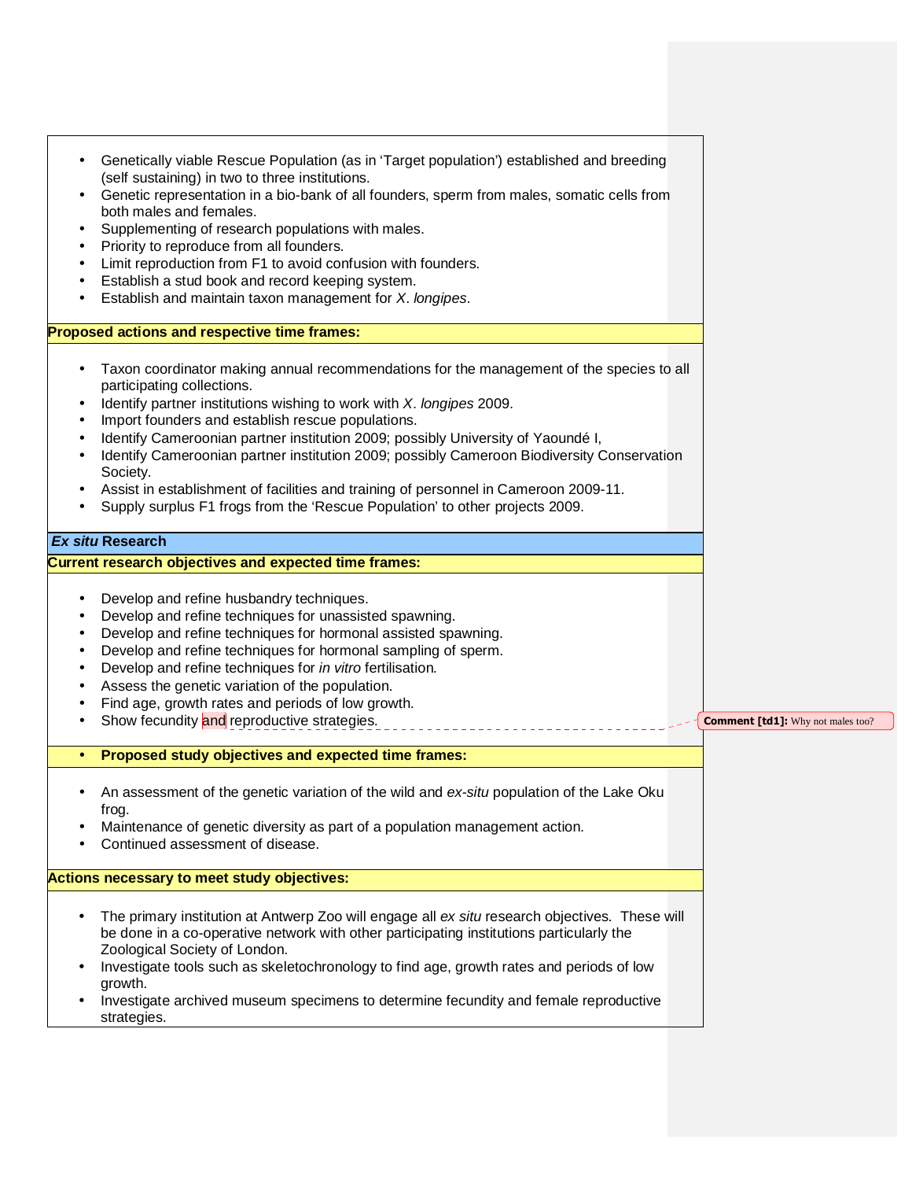- Genetically viable Rescue Population (as in 'Target population') established and breeding (self sustaining) in two to three institutions.
- Genetic representation in a bio-bank of all founders, sperm from males, somatic cells from both males and females.
- Supplementing of research populations with males.
- Priority to reproduce from all founders.
- Limit reproduction from F1 to avoid confusion with founders.
- Establish a stud book and record keeping system.
- Establish and maintain taxon management for *X. longipes*.

**Proposed actions and respective time frames:**

- Taxon coordinator making annual recommendations for the management of the species to all participating collections.
- Identify partner institutions wishing to work with *X. longipes* 2009.
- Import founders and establish rescue populations.
- Identify Cameroonian partner institution 2009; possibly University of Yaoundé I,
- Identify Cameroonian partner institution 2009; possibly Cameroon Biodiversity Conservation Society.
- Assist in establishment of facilities and training of personnel in Cameroon 2009-11.
- Supply surplus F1 frogs from the 'Rescue Population' to other projects 2009.

## *Ex situ* Research

**Current research objectives and expected time frames:**

- Develop and refine husbandry techniques.
- Develop and refine techniques for unassisted spawning.
- Develop and refine techniques for hormonal assisted spawning.
- Develop and refine techniques for hormonal sampling of sperm.
- Develop and refine techniques for *in vitro* fertilisation.
- Assess the genetic variation of the population.
- Find age, growth rates and periods of low growth.
- Show fecundity and reproductive strategies.

**Comment [td1]:** Why not males too?

- **Proposed study objectives and expected time frames:**

- An assessment of the genetic variation of the wild and *ex-situ* population of the Lake Oku frog.
- Maintenance of genetic diversity as part of a population management action.
- Continued assessment of disease.

**Actions necessary to meet study objectives:**

- The primary institution at Antwerp Zoo will engage all *ex situ* research objectives. These will be done in a co-operative network with other participating institutions particularly the Zoological Society of London.
- Investigate tools such as skeletochronology to find age, growth rates and periods of low growth.
- Investigate archived museum specimens to determine fecundity and female reproductive strategies.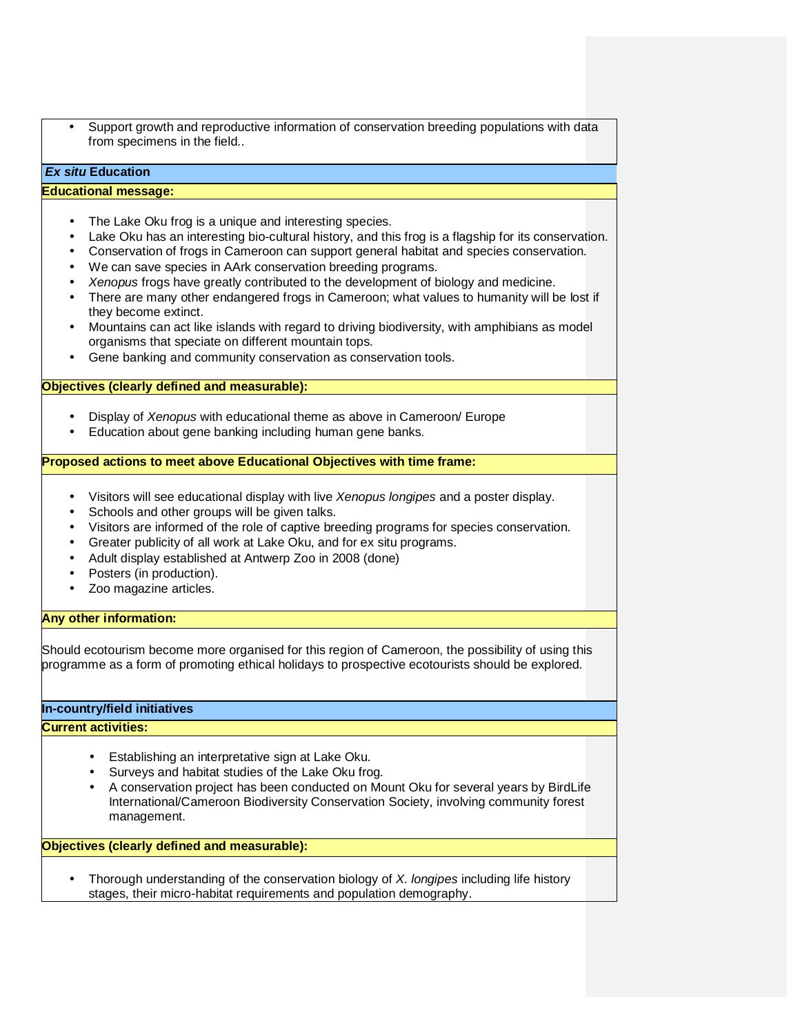- Support growth and reproductive information of conservation breeding populations with data from specimens in the field..

## *Ex situ* Education

**Educational message:**

- The Lake Oku frog is a unique and interesting species.
- Lake Oku has an interesting bio-cultural history, and this frog is a flagship for its conservation.
- Conservation of frogs in Cameroon can support general habitat and species conservation.
- We can save species in AArk conservation breeding programs.
- *Xenopus* frogs have greatly contributed to the development of biology and medicine.
- There are many other endangered frogs in Cameroon; what values to humanity will be lost if they become extinct.
- Mountains can act like islands with regard to driving biodiversity, with amphibians as model organisms that speciate on different mountain tops.
- Gene banking and community conservation as conservation tools.

**Objectives (clearly defined and measurable):**

- Display of *Xenopus* with educational theme as above in Cameroon/ Europe
- Education about gene banking including human gene banks.

**Proposed actions to meet above Educational Objectives with time frame:**

- Visitors will see educational display with live *Xenopus longipes* and a poster display.
- Schools and other groups will be given talks.
- Visitors are informed of the role of captive breeding programs for species conservation.
- Greater publicity of all work at Lake Oku, and for ex situ programs.
- Adult display established at Antwerp Zoo in 2008 (done)
- Posters (in production).
- Zoo magazine articles.

**Any other information:**

Should ecotourism become more organised for this region of Cameroon, the possibility of using this programme as a form of promoting ethical holidays to prospective ecotourists should be explored.

## In-country/field initiatives

**Current activities:**

- Establishing an interpretative sign at Lake Oku.
- Surveys and habitat studies of the Lake Oku frog.
- A conservation project has been conducted on Mount Oku for several years by BirdLife International/Cameroon Biodiversity Conservation Society, involving community forest management.

**Objectives (clearly defined and measurable):**

- Thorough understanding of the conservation biology of *X. longipes* including life history stages, their micro-habitat requirements and population demography.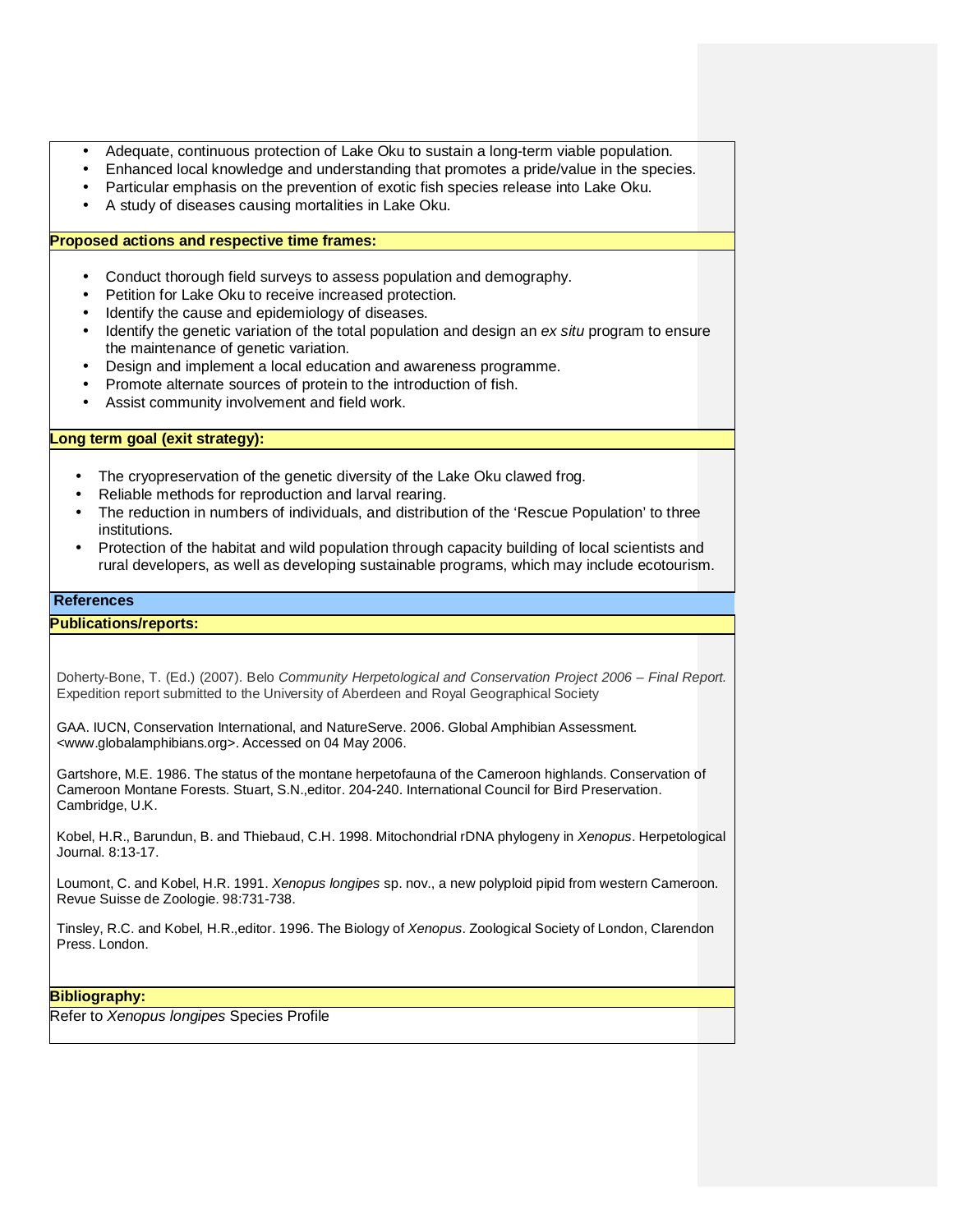- Adequate, continuous protection of Lake Oku to sustain a long-term viable population.
- Enhanced local knowledge and understanding that promotes a pride/value in the species.
- Particular emphasis on the prevention of exotic fish species release into Lake Oku.
- A study of diseases causing mortalities in Lake Oku.

**Proposed actions and respective time frames:**

- Conduct thorough field surveys to assess population and demography.
- Petition for Lake Oku to receive increased protection.
- Identify the cause and epidemiology of diseases.
- Identify the genetic variation of the total population and design an *ex situ* program to ensure the maintenance of genetic variation.
- Design and implement a local education and awareness programme.
- Promote alternate sources of protein to the introduction of fish.
- Assist community involvement and field work.

**Long term goal (exit strategy):**

- The cryopreservation of the genetic diversity of the Lake Oku clawed frog.
- Reliable methods for reproduction and larval rearing.
- The reduction in numbers of individuals, and distribution of the 'Rescue Population' to three institutions.
- Protection of the habitat and wild population through capacity building of local scientists and rural developers, as well as developing sustainable programs, which may include ecotourism.

## References

**Publications/reports:**

Doherty-Bone, T. (Ed.) (2007). Belo *Community Herpetological and Conservation Project 2006 – Final Report.* Expedition report submitted to the University of Aberdeen and Royal Geographical Society

GAA. IUCN, Conservation International, and NatureServe. 2006. Global Amphibian Assessment. <www.globalamphibians.org>. Accessed on 04 May 2006.

Gartshore, M.E. 1986. The status of the montane herpetofauna of the Cameroon highlands. Conservation of Cameroon Montane Forests. Stuart, S.N.,editor. 204-240. International Council for Bird Preservation. Cambridge, U.K.

Kobel, H.R., Barundun, B. and Thiebaud, C.H. 1998. Mitochondrial rDNA phylogeny in *Xenopus*. Herpetological Journal. 8:13-17.

Loumont, C. and Kobel, H.R. 1991. *Xenopus longipes* sp. nov., a new polyploid pipid from western Cameroon. Revue Suisse de Zoologie. 98:731-738.

Tinsley, R.C. and Kobel, H.R.,editor. 1996. The Biology of *Xenopus*. Zoological Society of London, Clarendon Press. London.

**Bibliography:**

Refer to *Xenopus longipes* Species Profile